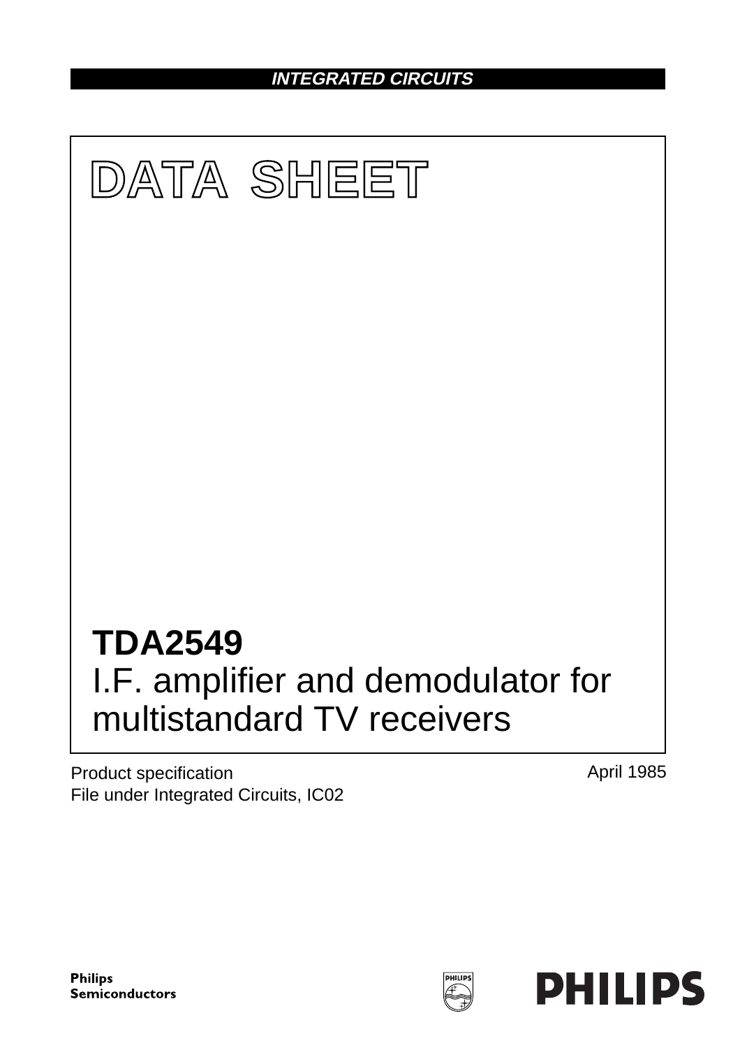INTEGRATED CIRCUITS

# DATA SHEET

# TDA2549
## I.F. amplifier and demodulator for multistandard TV receivers

Product specification
File under Integrated Circuits, IC02

April 1985

Philips Semiconductors

PHILIPS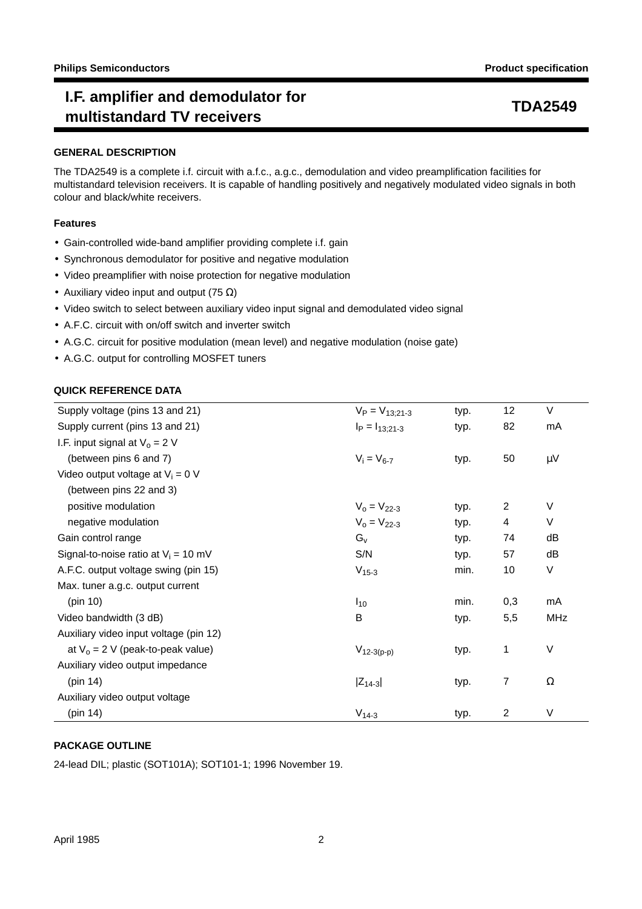# I.F. amplifier and demodulator for multistandard TV receivers

# TDA2549

## GENERAL DESCRIPTION

The TDA2549 is a complete i.f. circuit with a.f.c., a.g.c., demodulation and video preamplification facilities for multistandard television receivers. It is capable of handling positively and negatively modulated video signals in both colour and black/white receivers.

### Features

- Gain-controlled wide-band amplifier providing complete i.f. gain
- Synchronous demodulator for positive and negative modulation
- Video preamplifier with noise protection for negative modulation
- Auxiliary video input and output (75 Ω)
- Video switch to select between auxiliary video input signal and demodulated video signal
- A.F.C. circuit with on/off switch and inverter switch
- A.G.C. circuit for positive modulation (mean level) and negative modulation (noise gate)
- A.G.C. output for controlling MOSFET tuners

## QUICK REFERENCE DATA

| Parameter | Symbol | | Value | Unit |
|---|---|---|---|---|
| Supply voltage (pins 13 and 21) | $V_P = V_{13;21\text{-}3}$ | typ. | 12 | V |
| Supply current (pins 13 and 21) | $I_P = I_{13;21\text{-}3}$ | typ. | 82 | mA |
| I.F. input signal at $V_o$ = 2 V (between pins 6 and 7) | $V_i = V_{6\text{-}7}$ | typ. | 50 | μV |
| Video output voltage at $V_i$ = 0 V (between pins 22 and 3) | | | | |
| positive modulation | $V_o = V_{22\text{-}3}$ | typ. | 2 | V |
| negative modulation | $V_o = V_{22\text{-}3}$ | typ. | 4 | V |
| Gain control range | $G_v$ | typ. | 74 | dB |
| Signal-to-noise ratio at $V_i$ = 10 mV | S/N | typ. | 57 | dB |
| A.F.C. output voltage swing (pin 15) | $V_{15\text{-}3}$ | min. | 10 | V |
| Max. tuner a.g.c. output current (pin 10) | $I_{10}$ | min. | 0,3 | mA |
| Video bandwidth (3 dB) | B | typ. | 5,5 | MHz |
| Auxiliary video input voltage (pin 12) at $V_o$ = 2 V (peak-to-peak value) | $V_{12\text{-}3(p\text{-}p)}$ | typ. | 1 | V |
| Auxiliary video output impedance (pin 14) | $\lvert Z_{14\text{-}3} \rvert$ | typ. | 7 | Ω |
| Auxiliary video output voltage (pin 14) | $V_{14\text{-}3}$ | typ. | 2 | V |

## PACKAGE OUTLINE

24-lead DIL; plastic (SOT101A); SOT101-1; 1996 November 19.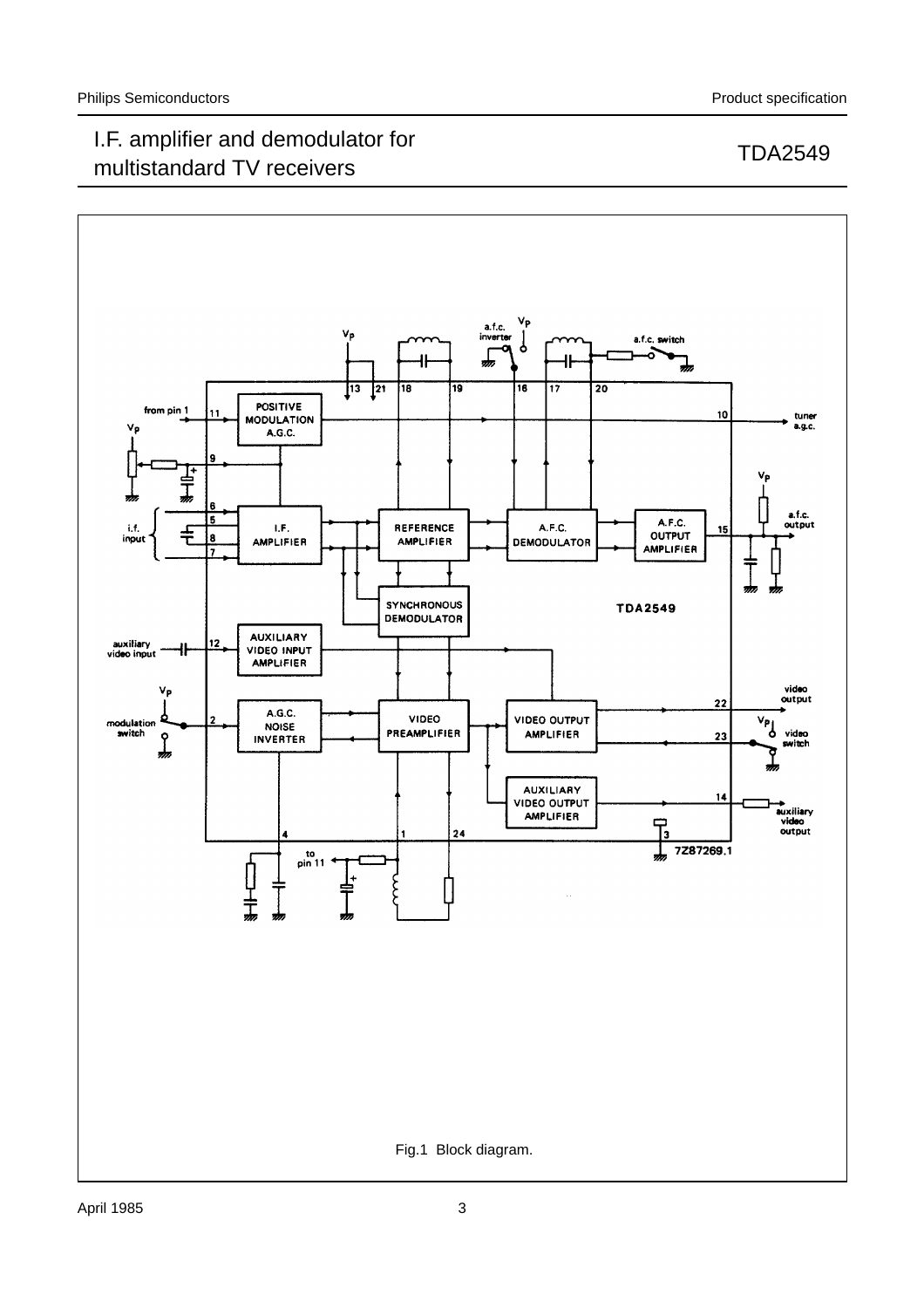Fig.1 Block diagram.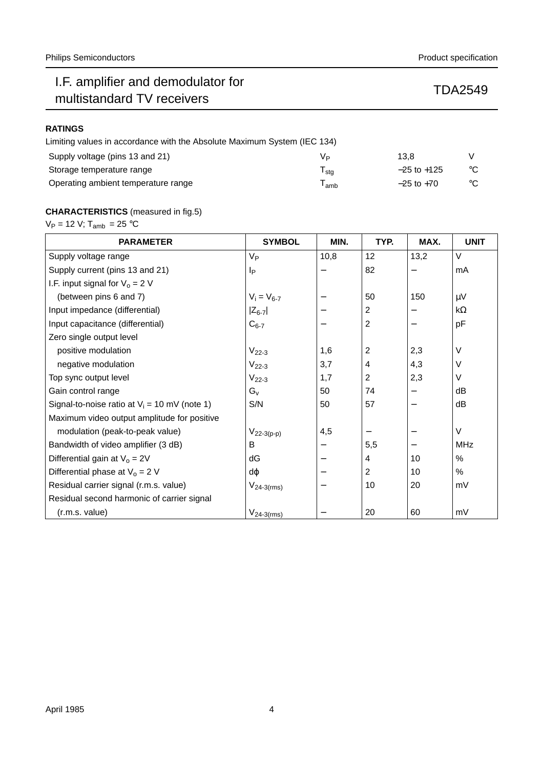## RATINGS

Limiting values in accordance with the Absolute Maximum System (IEC 134)

| | | | |
|---|---|---|---|
| Supply voltage (pins 13 and 21) | $V_P$ | 13,8 | V |
| Storage temperature range | $T_{stg}$ | −25 to +125 | °C |
| Operating ambient temperature range | $T_{amb}$ | −25 to +70 | °C |

## CHARACTERISTICS (measured in fig.5)

$V_P$ = 12 V; $T_{amb}$ = 25 °C

| PARAMETER | SYMBOL | MIN. | TYP. | MAX. | UNIT |
|---|---|---|---|---|---|
| Supply voltage range | $V_P$ | 10,8 | 12 | 13,2 | V |
| Supply current (pins 13 and 21) | $I_P$ | − | 82 | − | mA |
| I.F. input signal for $V_o$ = 2 V (between pins 6 and 7) | $V_i = V_{6-7}$ | − | 50 | 150 | μV |
| Input impedance (differential) | $\lvert Z_{6-7} \rvert$ | − | 2 | − | kΩ |
| Input capacitance (differential) | $C_{6-7}$ | − | 2 | − | pF |
| Zero single output level | | | | | |
| positive modulation | $V_{22-3}$ | 1,6 | 2 | 2,3 | V |
| negative modulation | $V_{22-3}$ | 3,7 | 4 | 4,3 | V |
| Top sync output level | $V_{22-3}$ | 1,7 | 2 | 2,3 | V |
| Gain control range | $G_v$ | 50 | 74 | − | dB |
| Signal-to-noise ratio at $V_i$ = 10 mV (note 1) | S/N | 50 | 57 | − | dB |
| Maximum video output amplitude for positive modulation (peak-to-peak value) | $V_{22-3(p-p)}$ | 4,5 | − | − | V |
| Bandwidth of video amplifier (3 dB) | B | − | 5,5 | − | MHz |
| Differential gain at $V_o$ = 2V | dG | − | 4 | 10 | % |
| Differential phase at $V_o$ = 2 V | dφ | − | 2 | 10 | % |
| Residual carrier signal (r.m.s. value) | $V_{24-3(rms)}$ | − | 10 | 20 | mV |
| Residual second harmonic of carrier signal (r.m.s. value) | $V_{24-3(rms)}$ | − | 20 | 60 | mV |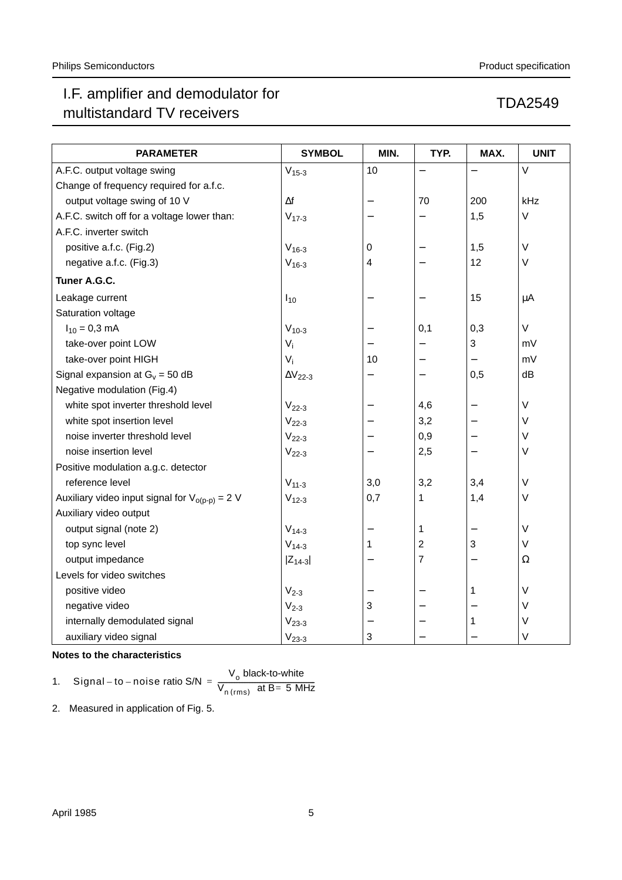| PARAMETER | SYMBOL | MIN. | TYP. | MAX. | UNIT |
|---|---|---|---|---|---|
| A.F.C. output voltage swing | $V_{15-3}$ | 10 | – | – | V |
| Change of frequency required for a.f.c. | | | | | |
| output voltage swing of 10 V | Δf | – | 70 | 200 | kHz |
| A.F.C. switch off for a voltage lower than: | $V_{17-3}$ | – | – | 1,5 | V |
| A.F.C. inverter switch | | | | | |
| positive a.f.c. (Fig.2) | $V_{16-3}$ | 0 | – | 1,5 | V |
| negative a.f.c. (Fig.3) | $V_{16-3}$ | 4 | – | 12 | V |
| **Tuner A.G.C.** | | | | | |
| Leakage current | $I_{10}$ | – | – | 15 | μA |
| Saturation voltage | | | | | |
| $I_{10}$ = 0,3 mA | $V_{10-3}$ | – | 0,1 | 0,3 | V |
| take-over point LOW | $V_i$ | – | – | 3 | mV |
| take-over point HIGH | $V_i$ | 10 | – | – | mV |
| Signal expansion at $G_v$ = 50 dB | $\Delta V_{22-3}$ | – | – | 0,5 | dB |
| Negative modulation (Fig.4) | | | | | |
| white spot inverter threshold level | $V_{22-3}$ | – | 4,6 | – | V |
| white spot insertion level | $V_{22-3}$ | – | 3,2 | – | V |
| noise inverter threshold level | $V_{22-3}$ | – | 0,9 | – | V |
| noise insertion level | $V_{22-3}$ | – | 2,5 | – | V |
| Positive modulation a.g.c. detector | | | | | |
| reference level | $V_{11-3}$ | 3,0 | 3,2 | 3,4 | V |
| Auxiliary video input signal for $V_{o(p-p)}$ = 2 V | $V_{12-3}$ | 0,7 | 1 | 1,4 | V |
| Auxiliary video output | | | | | |
| output signal (note 2) | $V_{14-3}$ | – | 1 | – | V |
| top sync level | $V_{14-3}$ | 1 | 2 | 3 | V |
| output impedance | $\lvert Z_{14-3} \rvert$ | – | 7 | – | Ω |
| Levels for video switches | | | | | |
| positive video | $V_{2-3}$ | – | – | 1 | V |
| negative video | $V_{2-3}$ | 3 | – | – | V |
| internally demodulated signal | $V_{23-3}$ | – | – | 1 | V |
| auxiliary video signal | $V_{23-3}$ | 3 | – | – | V |

**Notes to the characteristics**

1. $\text{Signal-to-noise ratio S/N} = \dfrac{V_o \text{ black-to-white}}{V_{n\,(rms)} \text{ at B} = 5 \text{ MHz}}$

2. Measured in application of Fig. 5.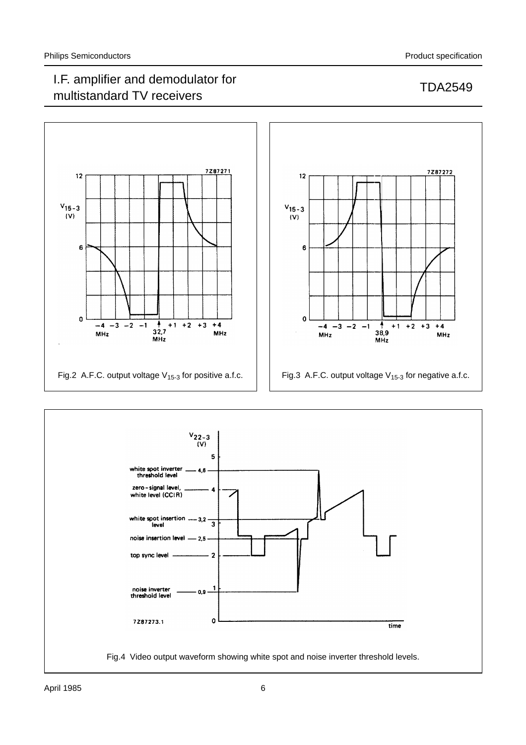Fig.2 A.F.C. output voltage $V_{15-3}$ for positive a.f.c.

Fig.3 A.F.C. output voltage $V_{15-3}$ for negative a.f.c.

Fig.4 Video output waveform showing white spot and noise inverter threshold levels.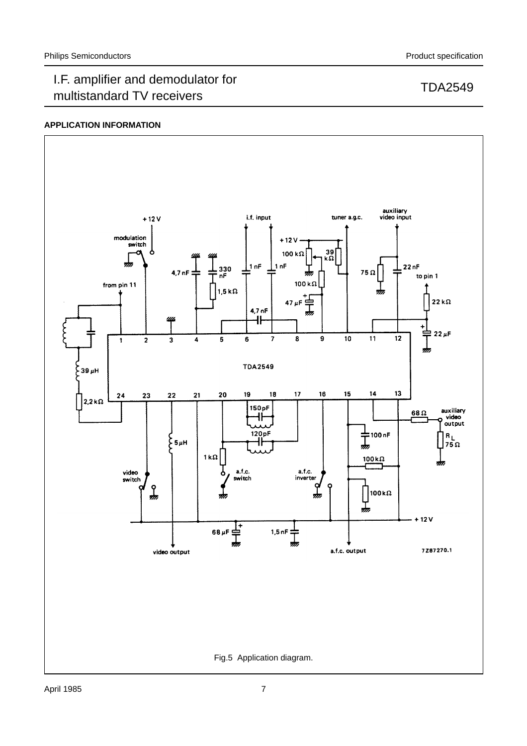## APPLICATION INFORMATION

Fig.5 Application diagram.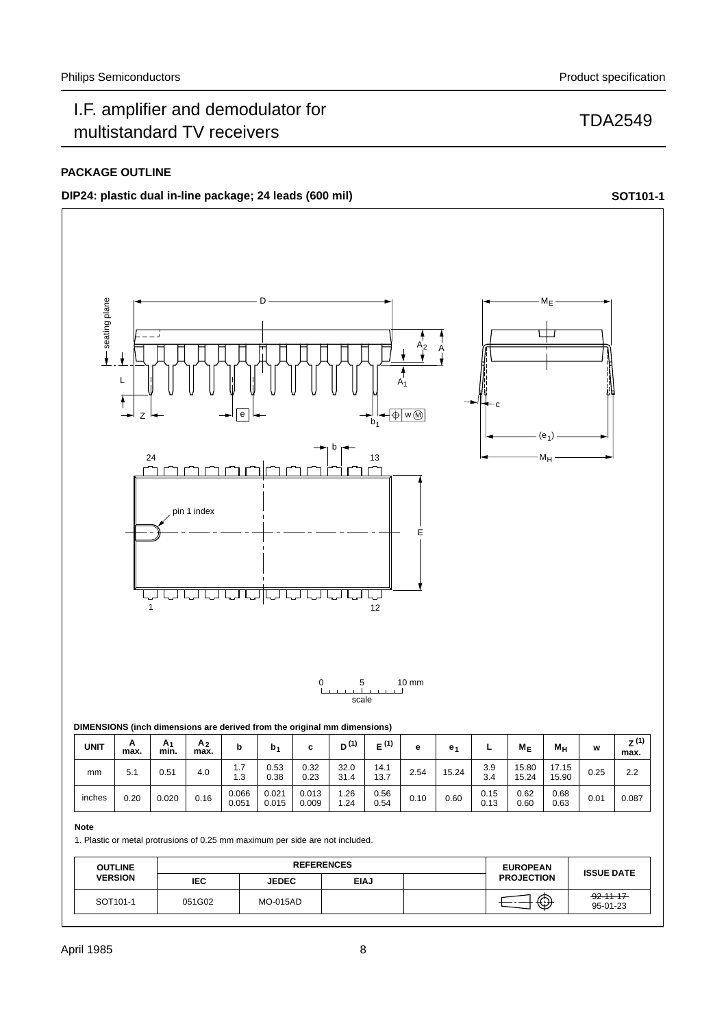## PACKAGE OUTLINE

**DIP24: plastic dual in-line package; 24 leads (600 mil)** **SOT101-1**

**DIMENSIONS (inch dimensions are derived from the original mm dimensions)**

| UNIT | A max. | $A_1$ min. | $A_2$ max. | b | $b_1$ | c | D [(1)] | E [(1)] | e | $e_1$ | L | $M_E$ | $M_H$ | w | Z [(1)] max. |
|---|---|---|---|---|---|---|---|---|---|---|---|---|---|---|---|
| mm | 5.1 | 0.51 | 4.0 | 1.7<br>1.3 | 0.53<br>0.38 | 0.32<br>0.23 | 32.0<br>31.4 | 14.1<br>13.7 | 2.54 | 15.24 | 3.9<br>3.4 | 15.80<br>15.24 | 17.15<br>15.90 | 0.25 | 2.2 |
| inches | 0.20 | 0.020 | 0.16 | 0.066<br>0.051 | 0.021<br>0.015 | 0.013<br>0.009 | 1.26<br>1.24 | 0.56<br>0.54 | 0.10 | 0.60 | 0.15<br>0.13 | 0.62<br>0.60 | 0.68<br>0.63 | 0.01 | 0.087 |

**Note**

1. Plastic or metal protrusions of 0.25 mm maximum per side are not included.

| OUTLINE VERSION | REFERENCES | | | | EUROPEAN PROJECTION | ISSUE DATE |
|---|---|---|---|---|---|---|
| | IEC | JEDEC | EIAJ | | | |
| SOT101-1 | 051G02 | MO-015AD | | | | ~~92-11-17~~<br>95-01-23 |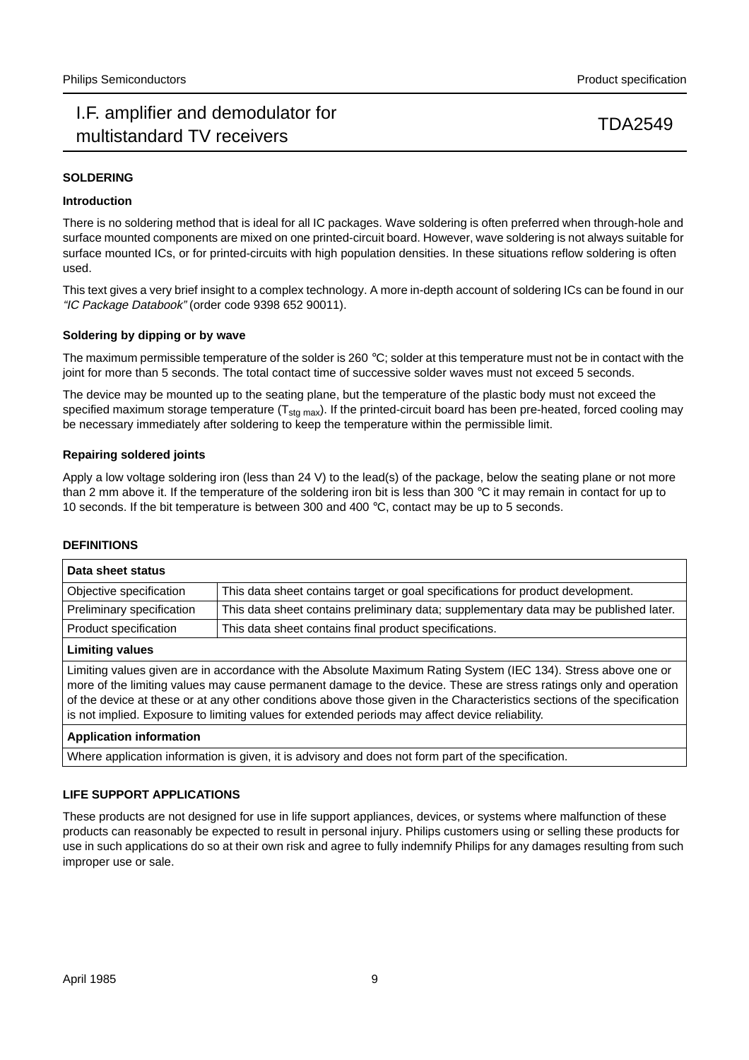## SOLDERING

### Introduction

There is no soldering method that is ideal for all IC packages. Wave soldering is often preferred when through-hole and surface mounted components are mixed on one printed-circuit board. However, wave soldering is not always suitable for surface mounted ICs, or for printed-circuits with high population densities. In these situations reflow soldering is often used.

This text gives a very brief insight to a complex technology. A more in-depth account of soldering ICs can be found in our *"IC Package Databook"* (order code 9398 652 90011).

### Soldering by dipping or by wave

The maximum permissible temperature of the solder is 260 °C; solder at this temperature must not be in contact with the joint for more than 5 seconds. The total contact time of successive solder waves must not exceed 5 seconds.

The device may be mounted up to the seating plane, but the temperature of the plastic body must not exceed the specified maximum storage temperature ($T_{stg\ max}$). If the printed-circuit board has been pre-heated, forced cooling may be necessary immediately after soldering to keep the temperature within the permissible limit.

### Repairing soldered joints

Apply a low voltage soldering iron (less than 24 V) to the lead(s) of the package, below the seating plane or not more than 2 mm above it. If the temperature of the soldering iron bit is less than 300 °C it may remain in contact for up to 10 seconds. If the bit temperature is between 300 and 400 °C, contact may be up to 5 seconds.

## DEFINITIONS

| **Data sheet status** | |
|---|---|
| Objective specification | This data sheet contains target or goal specifications for product development. |
| Preliminary specification | This data sheet contains preliminary data; supplementary data may be published later. |
| Product specification | This data sheet contains final product specifications. |
| **Limiting values** | |
| Limiting values given are in accordance with the Absolute Maximum Rating System (IEC 134). Stress above one or more of the limiting values may cause permanent damage to the device. These are stress ratings only and operation of the device at these or at any other conditions above those given in the Characteristics sections of the specification is not implied. Exposure to limiting values for extended periods may affect device reliability. | |
| **Application information** | |
| Where application information is given, it is advisory and does not form part of the specification. | |

## LIFE SUPPORT APPLICATIONS

These products are not designed for use in life support appliances, devices, or systems where malfunction of these products can reasonably be expected to result in personal injury. Philips customers using or selling these products for use in such applications do so at their own risk and agree to fully indemnify Philips for any damages resulting from such improper use or sale.